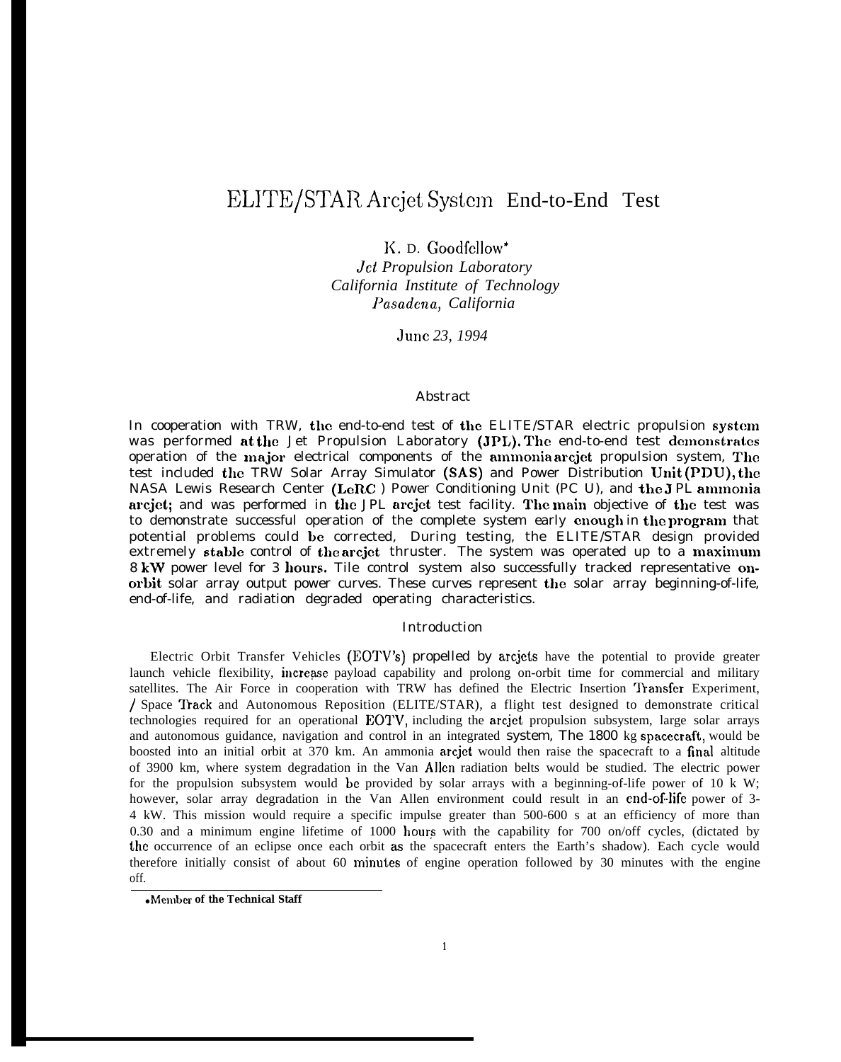# ELITE/STAR Arcjet System End-to-End Test

K. D. Goodfellow*

*Jet Propulsion Laboratory*
*California Institute of Technology*
*Pasadena, California*

*June 23, 1994*

## Abstract

In cooperation with TRW, the end-to-end test of the ELITE/STAR electric propulsion system was performed at the Jet Propulsion Laboratory (JPL). The end-to-end test demonstrates operation of the major electrical components of the ammonia arcjet propulsion system. The test included the TRW Solar Array Simulator (SAS) and Power Distribution Unit (PDU), the NASA Lewis Research Center (LeRC) Power Conditioning Unit (PCU), and the JPL ammonia arcjet; and was performed in the JPL arcjet test facility. The main objective of the test was to demonstrate successful operation of the complete system early enough in the program that potential problems could be corrected. During testing, the ELITE/STAR design provided extremely stable control of the arcjet thruster. The system was operated up to a maximum 8 kW power level for 3 hours. The control system also successfully tracked representative on-orbit solar array output power curves. These curves represent the solar array beginning-of-life, end-of-life, and radiation degraded operating characteristics.

## Introduction

Electric Orbit Transfer Vehicles (EOTV's) propelled by arcjets have the potential to provide greater launch vehicle flexibility, increase payload capability and prolong on-orbit time for commercial and military satellites. The Air Force in cooperation with TRW has defined the Electric Insertion Transfer Experiment / Space Track and Autonomous Reposition (ELITE/STAR), a flight test designed to demonstrate critical technologies required for an operational EOTV, including the arcjet propulsion subsystem, large solar arrays and autonomous guidance, navigation and control in an integrated system. The 1800 kg spacecraft, would be boosted into an initial orbit at 370 km. An ammonia arcjet would then raise the spacecraft to a final altitude of 3900 km, where system degradation in the Van Allen radiation belts would be studied. The electric power for the propulsion subsystem would be provided by solar arrays with a beginning-of-life power of 10 kW; however, solar array degradation in the Van Allen environment could result in an end-of-life power of 3-4 kW. This mission would require a specific impulse greater than 500-600 s at an efficiency of more than 0.30 and a minimum engine lifetime of 1000 hours with the capability for 700 on/off cycles, (dictated by the occurrence of an eclipse once each orbit as the spacecraft enters the Earth's shadow). Each cycle would therefore initially consist of about 60 minutes of engine operation followed by 30 minutes with the engine off.

*Member of the Technical Staff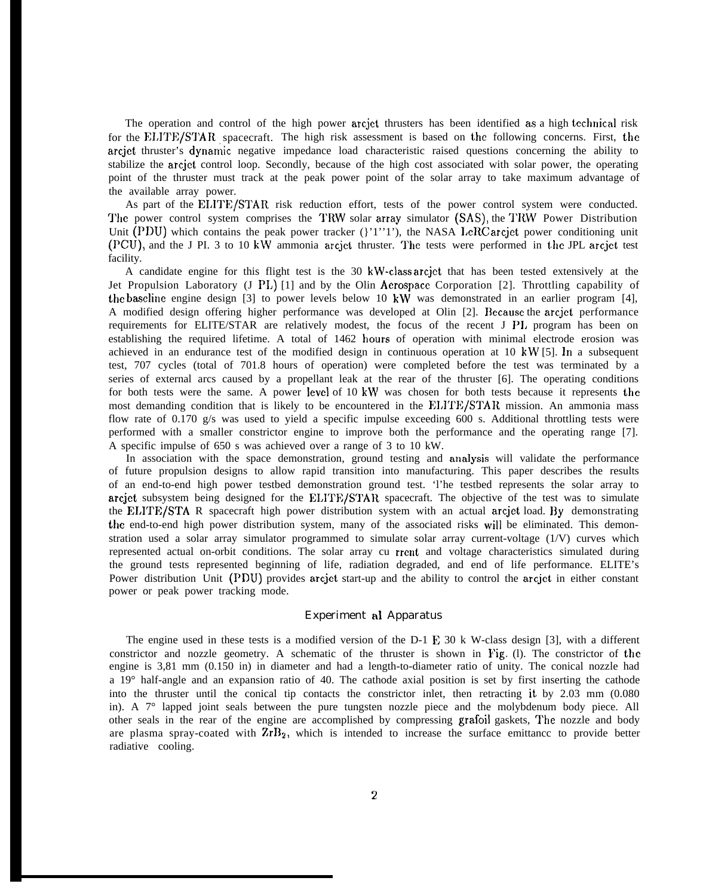The operation and control of the high power arcjet thrusters has been identified as a high technical risk for the ELITE/STAR spacecraft. The high risk assessment is based on the following concerns. First, the arcjet thruster's dynamic negative impedance load characteristic raised questions concerning the ability to stabilize the arcjet control loop. Secondly, because of the high cost associated with solar power, the operating point of the thruster must track at the peak power point of the solar array to take maximum advantage of the available array power.

As part of the ELITE/STAR risk reduction effort, tests of the power control system were conducted. The power control system comprises the TRW solar array simulator (SAS), the TRW Power Distribution Unit (PDU) which contains the peak power tracker (PPT), the NASA LeRC arcjet power conditioning unit (PCU), and the JPL 3 to 10 kW ammonia arcjet thruster. The tests were performed in the JPL arcjet test facility.

A candidate engine for this flight test is the 30 kW-class arcjet that has been tested extensively at the Jet Propulsion Laboratory (JPL) [1] and by the Olin Aerospace Corporation [2]. Throttling capability of the baseline engine design [3] to power levels below 10 kW was demonstrated in an earlier program [4], A modified design offering higher performance was developed at Olin [2]. Because the arcjet performance requirements for ELITE/STAR are relatively modest, the focus of the recent JPL program has been on establishing the required lifetime. A total of 1462 hours of operation with minimal electrode erosion was achieved in an endurance test of the modified design in continuous operation at 10 kW [5]. In a subsequent test, 707 cycles (total of 701.8 hours of operation) were completed before the test was terminated by a series of external arcs caused by a propellant leak at the rear of the thruster [6]. The operating conditions for both tests were the same. A power level of 10 kW was chosen for both tests because it represents the most demanding condition that is likely to be encountered in the ELITE/STAR mission. An ammonia mass flow rate of 0.170 g/s was used to yield a specific impulse exceeding 600 s. Additional throttling tests were performed with a smaller constrictor engine to improve both the performance and the operating range [7]. A specific impulse of 650 s was achieved over a range of 3 to 10 kW.

In association with the space demonstration, ground testing and analysis will validate the performance of future propulsion designs to allow rapid transition into manufacturing. This paper describes the results of an end-to-end high power testbed demonstration ground test. The testbed represents the solar array to arcjet subsystem being designed for the ELITE/STAR spacecraft. The objective of the test was to simulate the ELITE/STAR spacecraft high power distribution system with an actual arcjet load. By demonstrating the end-to-end high power distribution system, many of the associated risks will be eliminated. This demonstration used a solar array simulator programmed to simulate solar array current-voltage (I/V) curves which represented actual on-orbit conditions. The solar array current and voltage characteristics simulated during the ground tests represented beginning of life, radiation degraded, and end of life performance. ELITE's Power distribution Unit (PDU) provides arcjet start-up and the ability to control the arcjet in either constant power or peak power tracking mode.

## Experimental Apparatus

The engine used in these tests is a modified version of the D-1 E 30 kW-class design [3], with a different constrictor and nozzle geometry. A schematic of the thruster is shown in Fig. (1). The constrictor of the engine is 3,81 mm (0.150 in) in diameter and had a length-to-diameter ratio of unity. The conical nozzle had a 19° half-angle and an expansion ratio of 40. The cathode axial position is set by first inserting the cathode into the thruster until the conical tip contacts the constrictor inlet, then retracting it by 2.03 mm (0.080 in). A 7° lapped joint seals between the pure tungsten nozzle piece and the molybdenum body piece. All other seals in the rear of the engine are accomplished by compressing grafoil gaskets, The nozzle and body are plasma spray-coated with $ZrB_2$, which is intended to increase the surface emittance to provide better radiative cooling.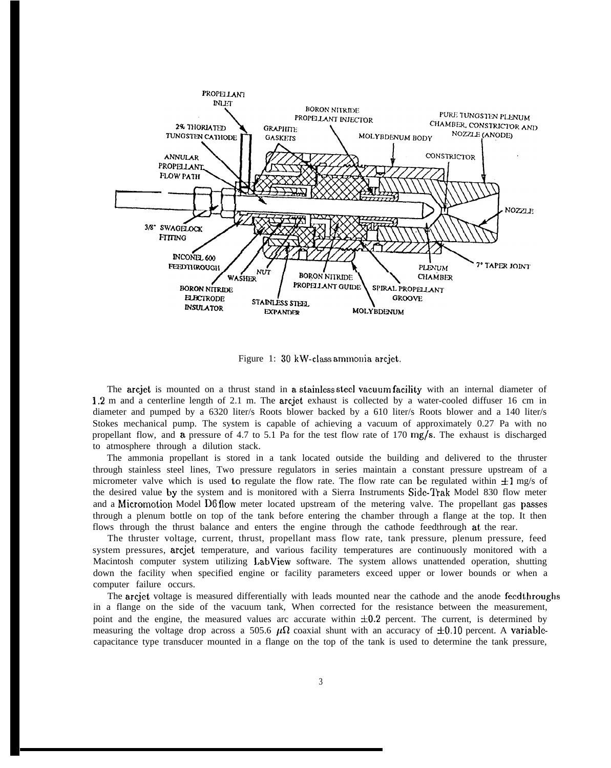Figure 1: 30 kW-class ammonia arcjet.

The arcjet is mounted on a thrust stand in a stainless steel vacuum facility with an internal diameter of 1.2 m and a centerline length of 2.1 m. The arcjet exhaust is collected by a water-cooled diffuser 16 cm in diameter and pumped by a 6320 liter/s Roots blower backed by a 610 liter/s Roots blower and a 140 liter/s Stokes mechanical pump. The system is capable of achieving a vacuum of approximately 0.27 Pa with no propellant flow, and a pressure of 4.7 to 5.1 Pa for the test flow rate of 170 mg/s. The exhaust is discharged to atmosphere through a dilution stack.

The ammonia propellant is stored in a tank located outside the building and delivered to the thruster through stainless steel lines, Two pressure regulators in series maintain a constant pressure upstream of a micrometer valve which is used to regulate the flow rate. The flow rate can be regulated within $\pm 1$ mg/s of the desired value by the system and is monitored with a Sierra Instruments Side-Trak Model 830 flow meter and a Micromotion Model D6 flow meter located upstream of the metering valve. The propellant gas passes through a plenum bottle on top of the tank before entering the chamber through a flange at the top. It then flows through the thrust balance and enters the engine through the cathode feedthrough at the rear.

The thruster voltage, current, thrust, propellant mass flow rate, tank pressure, plenum pressure, feed system pressures, arcjet temperature, and various facility temperatures are continuously monitored with a Macintosh computer system utilizing LabView software. The system allows unattended operation, shutting down the facility when specified engine or facility parameters exceed upper or lower bounds or when a computer failure occurs.

The arcjet voltage is measured differentially with leads mounted near the cathode and the anode feedthroughs in a flange on the side of the vacuum tank, When corrected for the resistance between the measurement, point and the engine, the measured values are accurate within $\pm 0.2$ percent. The current, is determined by measuring the voltage drop across a 505.6 $\mu\Omega$ coaxial shunt with an accuracy of $\pm 0.10$ percent. A variable-capacitance type transducer mounted in a flange on the top of the tank is used to determine the tank pressure,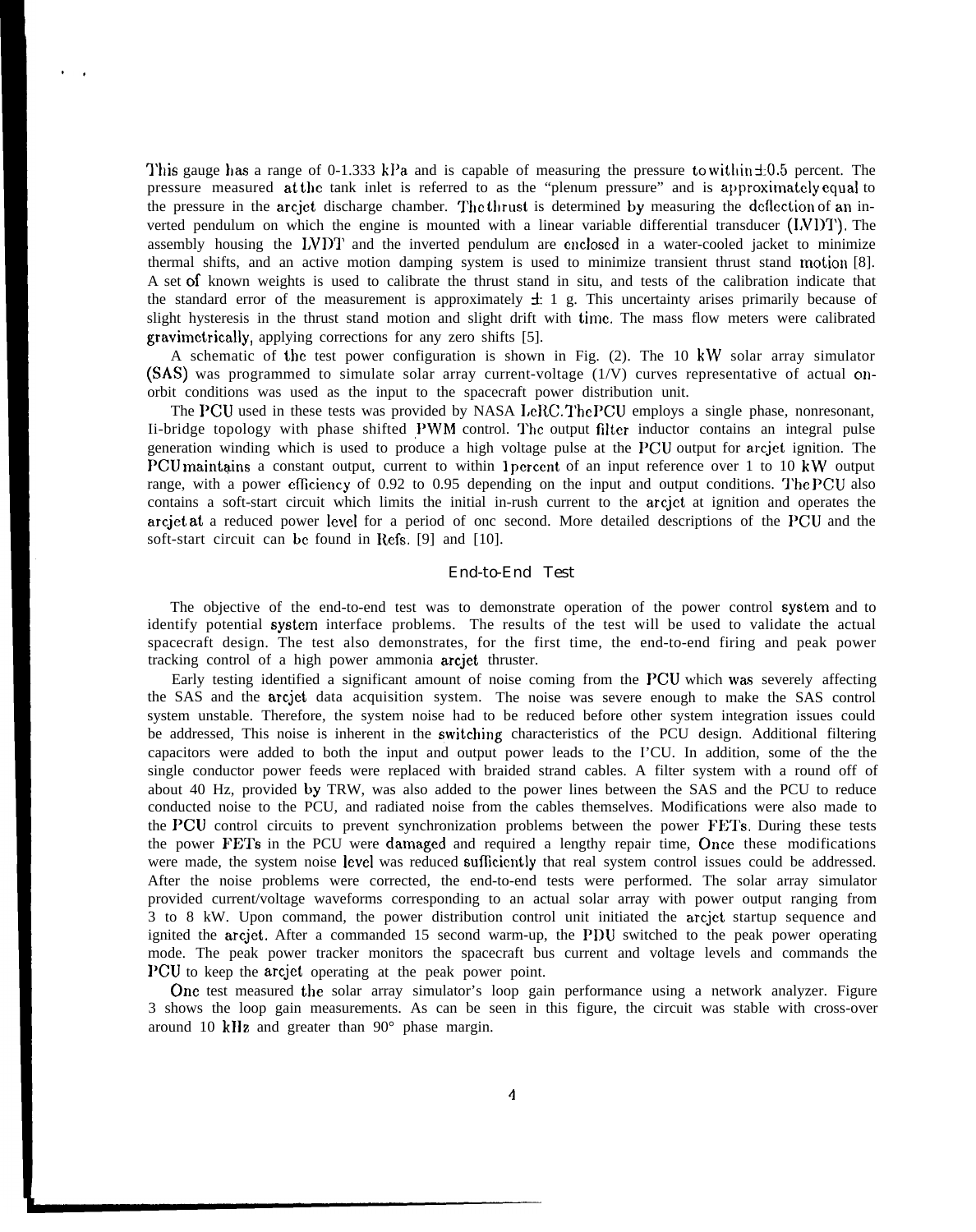This gauge has a range of 0-1.333 kPa and is capable of measuring the pressure to within ±0.5 percent. The pressure measured at the tank inlet is referred to as the "plenum pressure" and is approximately equal to the pressure in the arcjet discharge chamber. The thrust is determined by measuring the deflection of an inverted pendulum on which the engine is mounted with a linear variable differential transducer (LVDT). The assembly housing the LVDT and the inverted pendulum are enclosed in a water-cooled jacket to minimize thermal shifts, and an active motion damping system is used to minimize transient thrust stand motion [8]. A set of known weights is used to calibrate the thrust stand in situ, and tests of the calibration indicate that the standard error of the measurement is approximately ± 1 g. This uncertainty arises primarily because of slight hysteresis in the thrust stand motion and slight drift with time. The mass flow meters were calibrated gravimetrically, applying corrections for any zero shifts [5].

A schematic of the test power configuration is shown in Fig. (2). The 10 kW solar array simulator (SAS) was programmed to simulate solar array current-voltage (1/V) curves representative of actual on-orbit conditions was used as the input to the spacecraft power distribution unit.

The PCU used in these tests was provided by NASA LeRC. The PCU employs a single phase, nonresonant, H-bridge topology with phase shifted PWM control. The output filter inductor contains an integral pulse generation winding which is used to produce a high voltage pulse at the PCU output for arcjet ignition. The PCU maintains a constant output, current to within 1 percent of an input reference over 1 to 10 kW output range, with a power efficiency of 0.92 to 0.95 depending on the input and output conditions. The PCU also contains a soft-start circuit which limits the initial in-rush current to the arcjet at ignition and operates the arcjet at a reduced power level for a period of one second. More detailed descriptions of the PCU and the soft-start circuit can be found in Refs. [9] and [10].

## End-to-End Test

The objective of the end-to-end test was to demonstrate operation of the power control system and to identify potential system interface problems. The results of the test will be used to validate the actual spacecraft design. The test also demonstrates, for the first time, the end-to-end firing and peak power tracking control of a high power ammonia arcjet thruster.

Early testing identified a significant amount of noise coming from the PCU which was severely affecting the SAS and the arcjet data acquisition system. The noise was severe enough to make the SAS control system unstable. Therefore, the system noise had to be reduced before other system integration issues could be addressed, This noise is inherent in the switching characteristics of the PCU design. Additional filtering capacitors were added to both the input and output power leads to the I'CU. In addition, some of the the single conductor power feeds were replaced with braided strand cables. A filter system with a round off of about 40 Hz, provided by TRW, was also added to the power lines between the SAS and the PCU to reduce conducted noise to the PCU, and radiated noise from the cables themselves. Modifications were also made to the PCU control circuits to prevent synchronization problems between the power FETs. During these tests the power FETs in the PCU were damaged and required a lengthy repair time, Once these modifications were made, the system noise level was reduced sufficiently that real system control issues could be addressed. After the noise problems were corrected, the end-to-end tests were performed. The solar array simulator provided current/voltage waveforms corresponding to an actual solar array with power output ranging from 3 to 8 kW. Upon command, the power distribution control unit initiated the arcjet startup sequence and ignited the arcjet. After a commanded 15 second warm-up, the PDU switched to the peak power operating mode. The peak power tracker monitors the spacecraft bus current and voltage levels and commands the PCU to keep the arcjet operating at the peak power point.

One test measured the solar array simulator's loop gain performance using a network analyzer. Figure 3 shows the loop gain measurements. As can be seen in this figure, the circuit was stable with cross-over around 10 kHz and greater than 90° phase margin.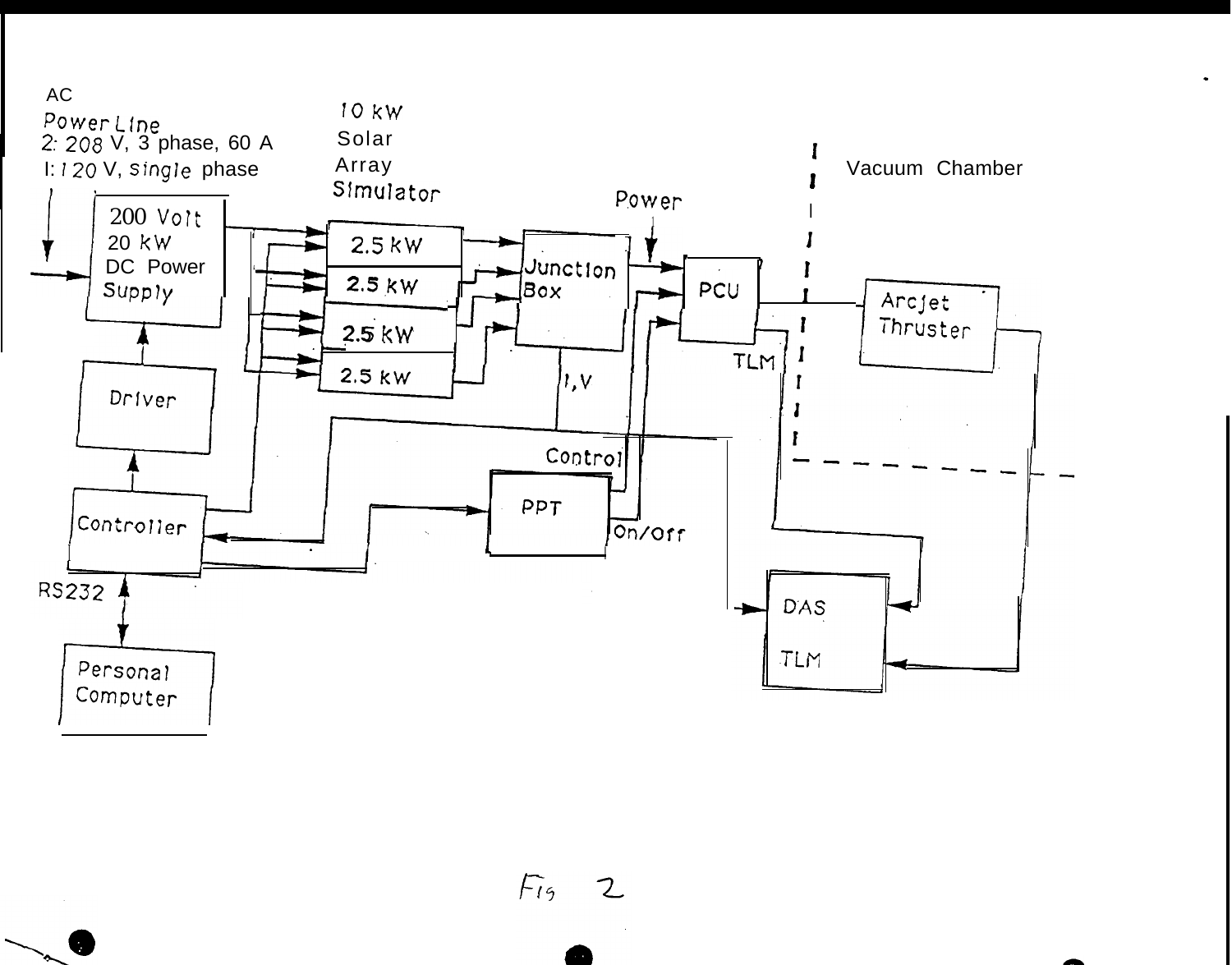AC
Power Line
2: 208 V, 3 phase, 60 A
I: 120 V, single phase

200 Volt
20 kW
DC Power
Supply

10 kW
Solar
Array
Simulator

2.5 kW
2.5 kW
2.5 kW
2.5 kW

Power

Junction
Box

PCU

Vacuum Chamber

Arcjet
Thruster

TLM

I,V

Driver

Control

Controller

PPT

On/Off

RS232

DAS

TLM

Personal
Computer

Fig 2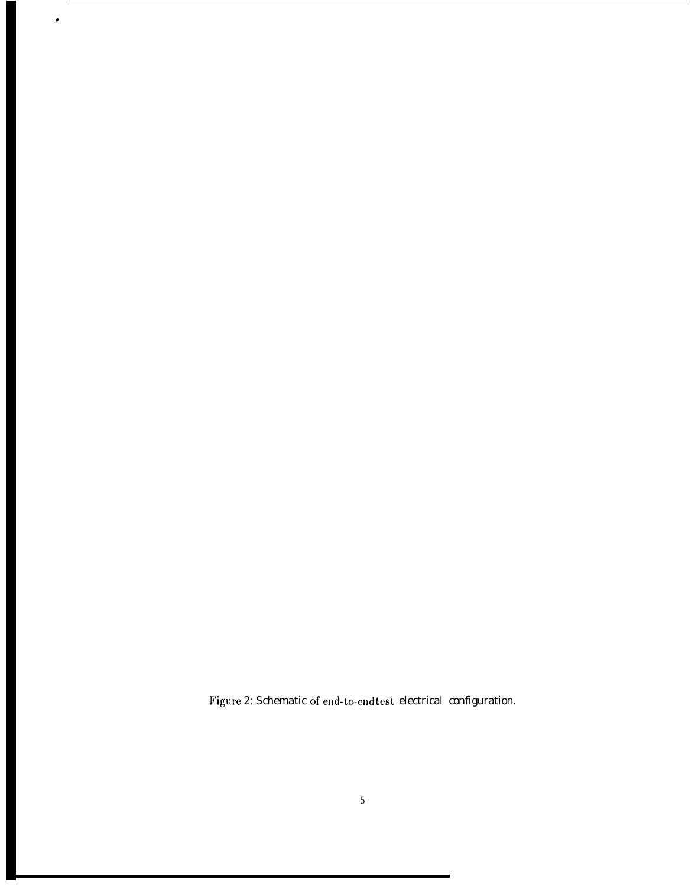Figure 2: Schematic of end-to-end test electrical configuration.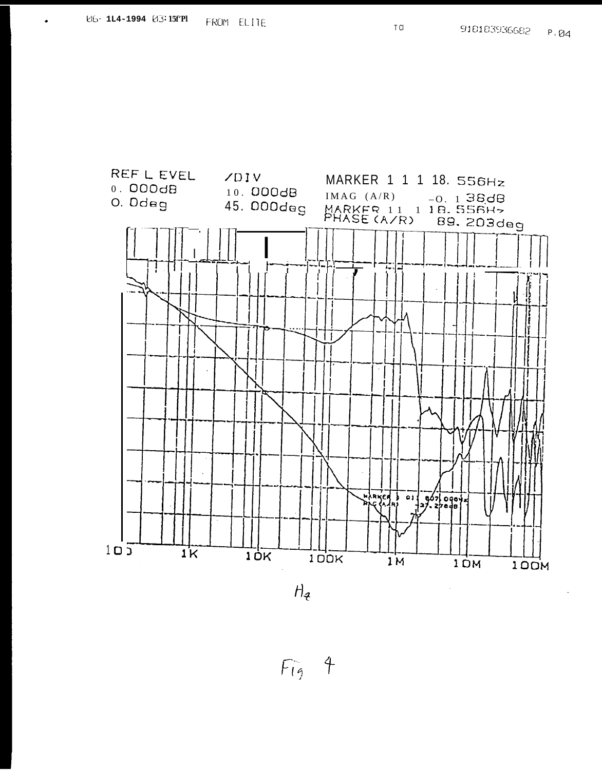REF L EVEL
0. 000dB
0. 0deg

/DIV
10. 000dB
45. 000deg

MARKER 1 1 1 18. 556Hz
IMAG (A/R) -0. 1 38dB
MARKER 11 1 18. 556Hz
PHASE (A/R) 89. 203deg

MARKER 3 01 607.000Hz
MAG (A/R) -37.278dB

100 1K 10K 100K 1M 10M 100M

Hz

Fig 4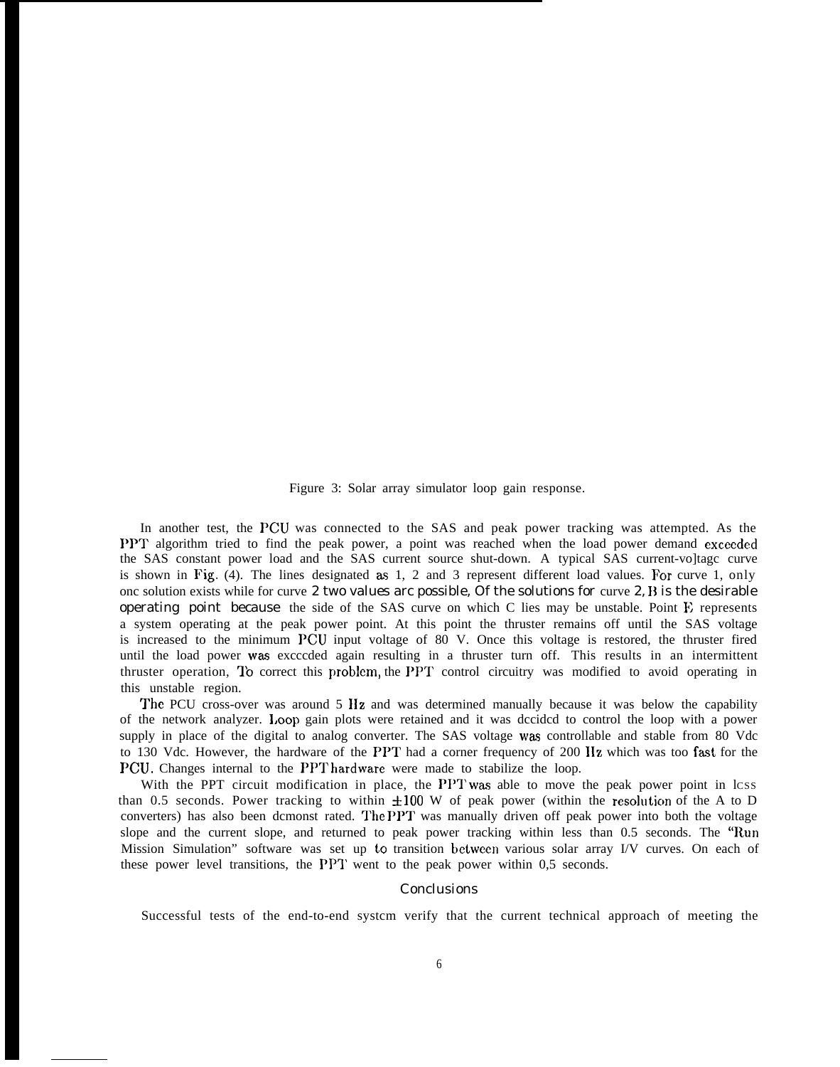Figure 3: Solar array simulator loop gain response.

In another test, the PCU was connected to the SAS and peak power tracking was attempted. As the PPT algorithm tried to find the peak power, a point was reached when the load power demand exceeded the SAS constant power load and the SAS current source shut-down. A typical SAS current-vo]tagc curve is shown in Fig. (4). The lines designated as 1, 2 and 3 represent different load values. For curve 1, only onc solution exists while for curve 2 two values arc possible, Of the solutions for curve 2, B is the desirable operating point because the side of the SAS curve on which C lies may be unstable. Point E represents a system operating at the peak power point. At this point the thruster remains off until the SAS voltage is increased to the minimum PCU input voltage of 80 V. Once this voltage is restored, the thruster fired until the load power was excccded again resulting in a thruster turn off. This results in an intermittent thruster operation, To correct this problem, the PPT control circuitry was modified to avoid operating in this unstable region.

The PCU cross-over was around 5 Hz and was determined manually because it was below the capability of the network analyzer. Loop gain plots were retained and it was dccidcd to control the loop with a power supply in place of the digital to analog converter. The SAS voltage was controllable and stable from 80 Vdc to 130 Vdc. However, the hardware of the PPT had a corner frequency of 200 Hz which was too fast for the PCU. Changes internal to the PPT hardware were made to stabilize the loop.

With the PPT circuit modification in place, the PPT was able to move the peak power point in lcss than 0.5 seconds. Power tracking to within $\pm 100$ W of peak power (within the resolution of the A to D converters) has also been dcmonst rated. The PPT was manually driven off peak power into both the voltage slope and the current slope, and returned to peak power tracking within less than 0.5 seconds. The "Run Mission Simulation" software was set up to transition between various solar array I/V curves. On each of these power level transitions, the PPT went to the peak power within 0,5 seconds.

## Conclusions

Successful tests of the end-to-end systcm verify that the current technical approach of meeting the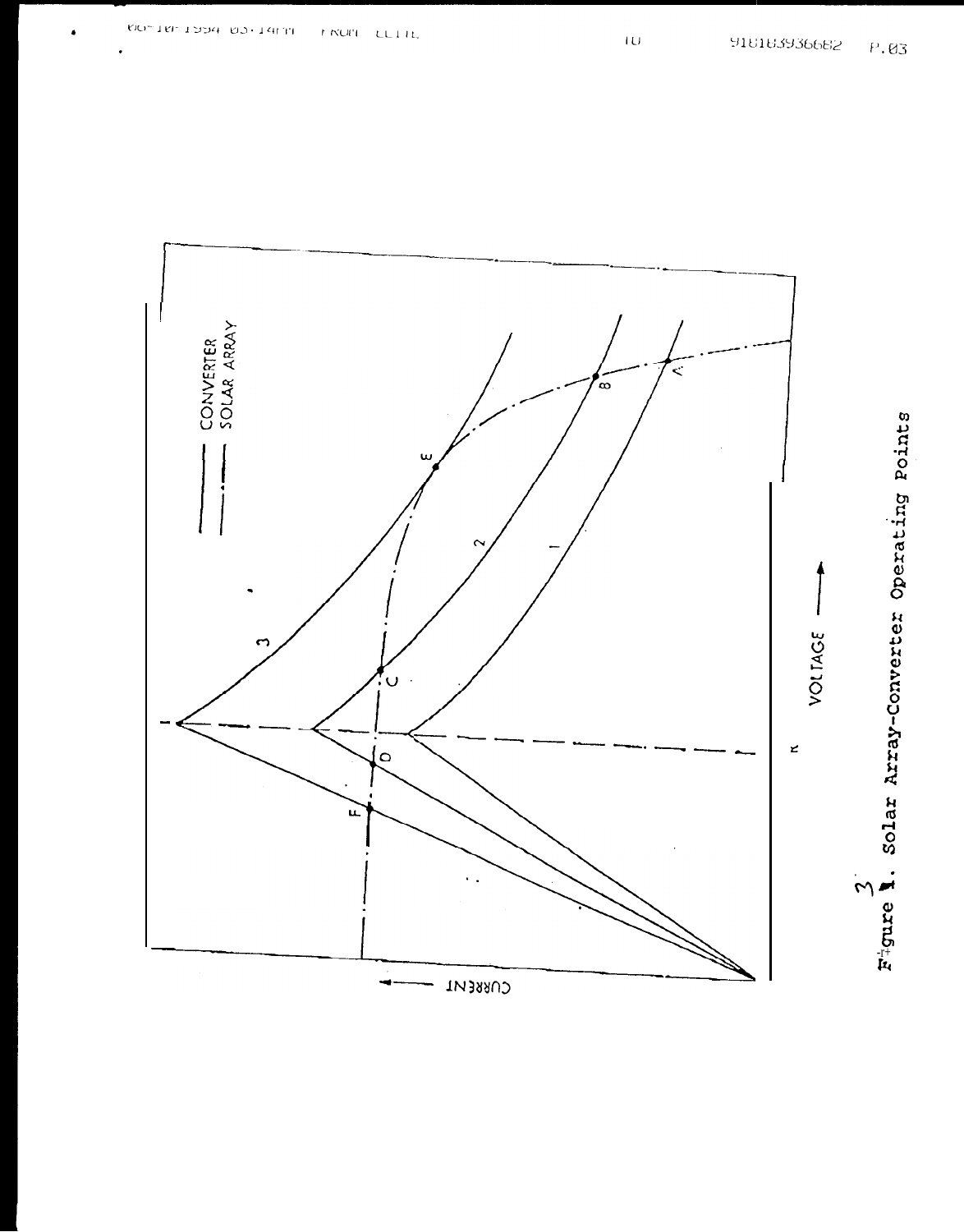CONVERTER

SOLAR ARRAY

CURRENT

VOLTAGE

Figure 3. Solar Array-Converter Operating Points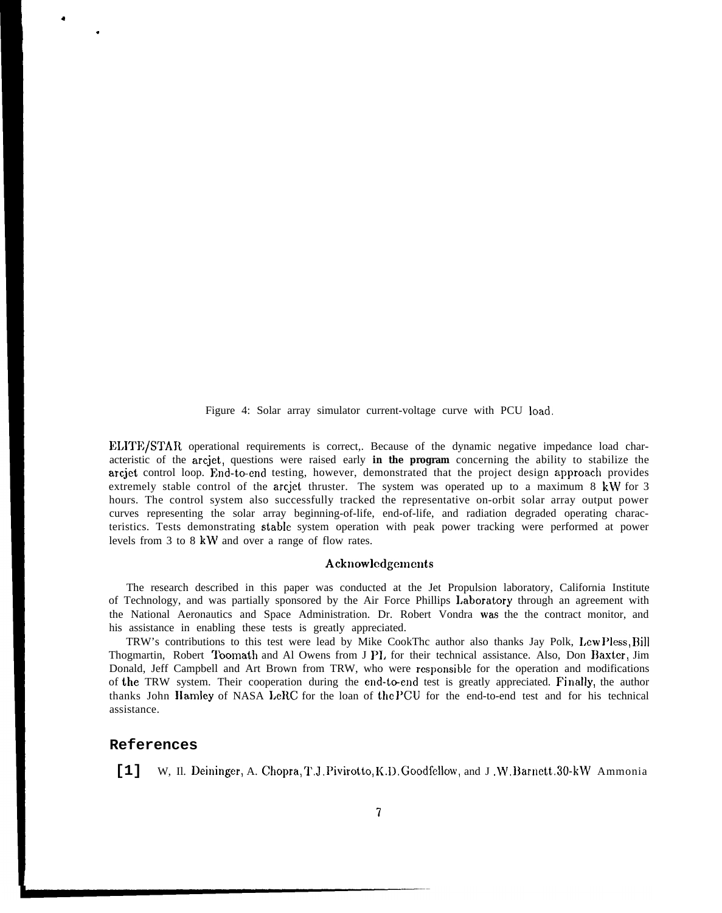Figure 4: Solar array simulator current-voltage curve with PCU load.

ELITE/STAR operational requirements is correct,. Because of the dynamic negative impedance load characteristic of the arcjet, questions were raised early **in the program** concerning the ability to stabilize the arcjet control loop. End-to-end testing, however, demonstrated that the project design approach provides extremely stable control of the arcjet thruster. The system was operated up to a maximum 8 kW for 3 hours. The control system also successfully tracked the representative on-orbit solar array output power curves representing the solar array beginning-of-life, end-of-life, and radiation degraded operating characteristics. Tests demonstrating stable system operation with peak power tracking were performed at power levels from 3 to 8 kW and over a range of flow rates.

### Acknowledgements

The research described in this paper was conducted at the Jet Propulsion laboratory, California Institute of Technology, and was partially sponsored by the Air Force Phillips Laboratory through an agreement with the National Aeronautics and Space Administration. Dr. Robert Vondra was the the contract monitor, and his assistance in enabling these tests is greatly appreciated.

TRW's contributions to this test were lead by Mike CookThc author also thanks Jay Polk, Lew Pless, Bill Thogmartin, Robert Toomath and Al Owens from JPL for their technical assistance. Also, Don Baxter, Jim Donald, Jeff Campbell and Art Brown from TRW, who were responsible for the operation and modifications of the TRW system. Their cooperation during the end-to-end test is greatly appreciated. Finally, the author thanks John Hamley of NASA LeRC for the loan of the PCU for the end-to-end test and for his technical assistance.

## References

[1] W, Il. Deininger, A. Chopra, T.J. Pivirotto, K.D. Goodfellow, and J.W. Barnett. 30-kW Ammonia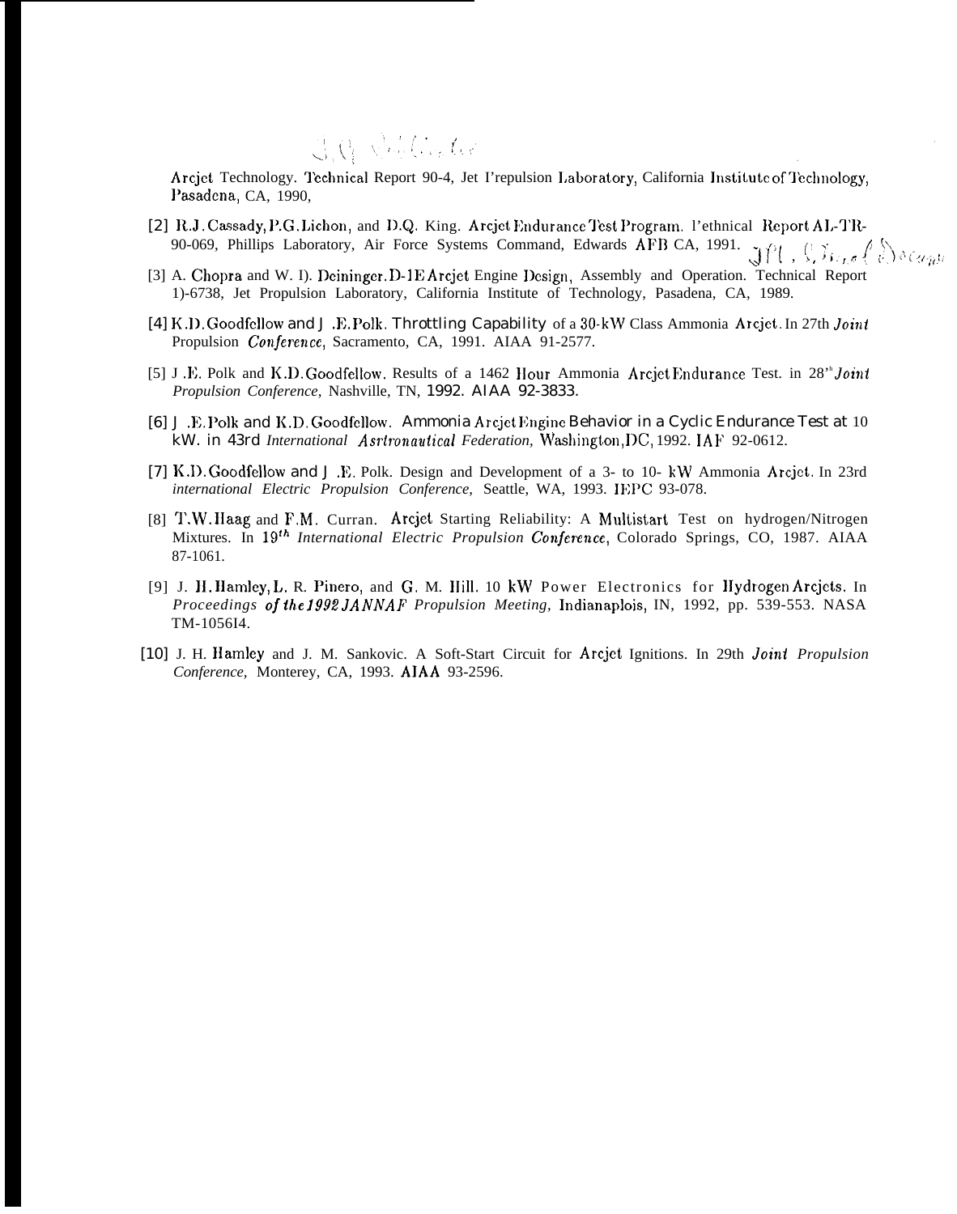Arcjet Technology. Technical Report 90-4, Jet I'repulsion Laboratory, California Institute of Technology, Pasadena, CA, 1990,

[2] R.J. Cassady, P.G. Lichon, and D.Q. King. Arcjet Endurance Test Program. l'ethnical Report AL-TR-90-069, Phillips Laboratory, Air Force Systems Command, Edwards AFB CA, 1991.

[3] A. Chopra and W. I). Deininger. D-1E Arcjet Engine Design, Assembly and Operation. Technical Report 1)-6738, Jet Propulsion Laboratory, California Institute of Technology, Pasadena, CA, 1989.

[4] K.D. Goodfellow and J.E. Polk. Throttling Capability of a 30-kW Class Ammonia Arcjet. In 27th *Joint* Propulsion *Conference*, Sacramento, CA, 1991. AIAA 91-2577.

[5] J.E. Polk and K.D. Goodfellow. Results of a 1462 Hour Ammonia Arcjet Endurance Test. in 28th *Joint Propulsion Conference,* Nashville, TN, 1992. AIAA 92-3833.

[6] J.E. Polk and K.D. Goodfellow. Ammonia Arcjet Engine Behavior in a Cyclic Endurance Test at 10 kW. in 43rd *International Asrtronautical Federation,* Washington, DC, 1992. IAF 92-0612.

[7] K.D. Goodfellow and J.E. Polk. Design and Development of a 3- to 10- kW Ammonia Arcjet. In 23rd *international Electric Propulsion Conference,* Seattle, WA, 1993. IEPC 93-078.

[8] T.W. Haag and F.M. Curran. Arcjet Starting Reliability: A Multistart Test on hydrogen/Nitrogen Mixtures. In 19th *International Electric Propulsion Conference*, Colorado Springs, CO, 1987. AIAA 87-1061.

[9] J. H. Hamley, L. R. Pinero, and G. M. Hill. 10 kW Power Electronics for Hydrogen Arcjets. In *Proceedings of the 1992 JANNAF Propulsion Meeting,* Indianaplois, IN, 1992, pp. 539-553. NASA TM-105614.

[10] J. H. Hamley and J. M. Sankovic. A Soft-Start Circuit for Arcjet Ignitions. In 29th *Joint Propulsion Conference,* Monterey, CA, 1993. AIAA 93-2596.